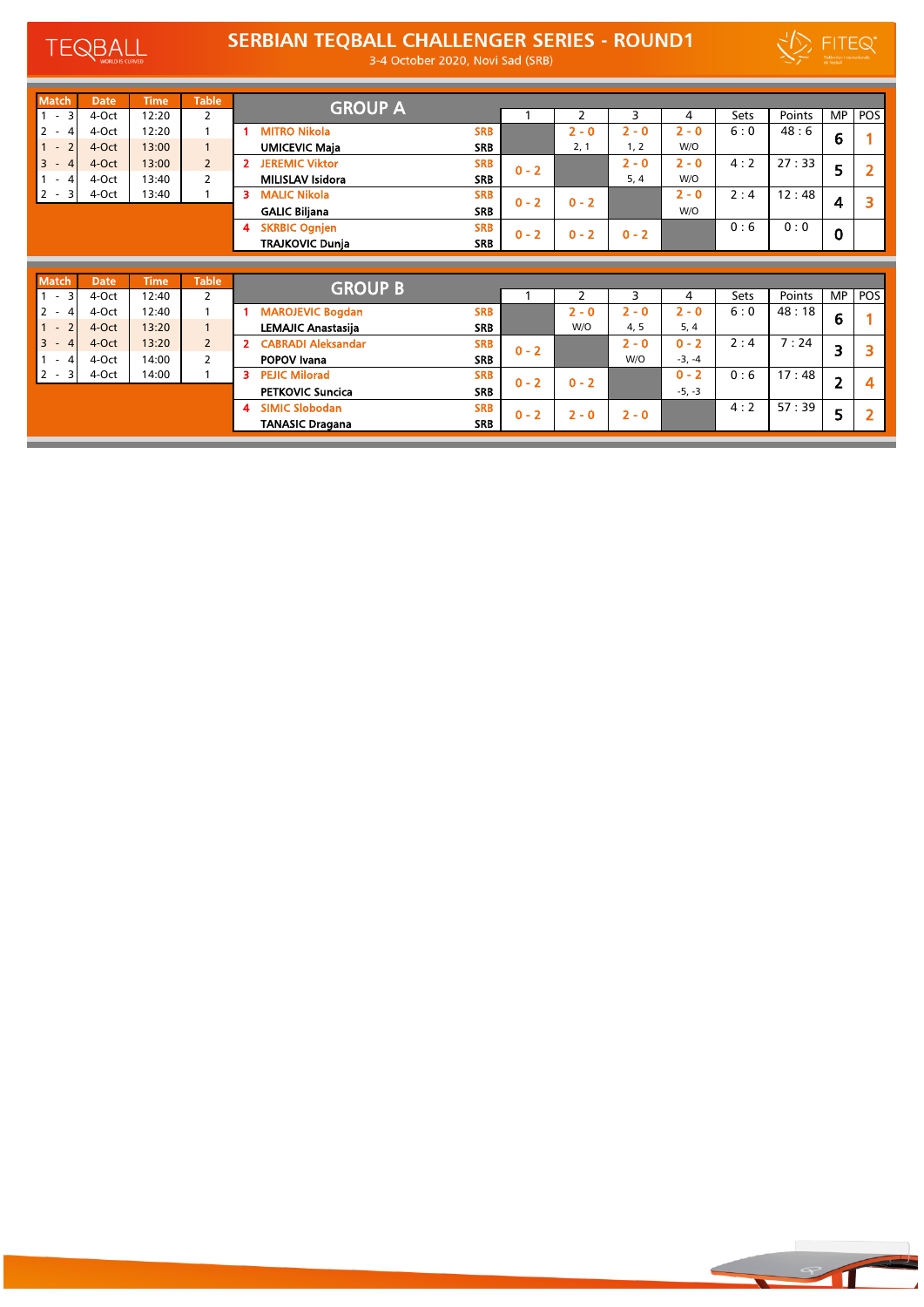# SERBIAN TEQBALL CHALLENGER SERIES - ROUND1

3-4 October 2020, Novi Sad (SRB)

| Match | Date | Time | Table |
|---|---|---|---|
| 1 - 3 | 4-Oct | 12:20 | 2 |
| 2 - 4 | 4-Oct | 12:20 | 1 |
| 1 - 2 | 4-Oct | 13:00 | 1 |
| 3 - 4 | 4-Oct | 13:00 | 2 |
| 1 - 4 | 4-Oct | 13:40 | 2 |
| 2 - 3 | 4-Oct | 13:40 | 1 |

## GROUP A

| | Team | | 1 | 2 | 3 | 4 | Sets | Points | MP | POS |
|---|---|---|---|---|---|---|---|---|---|---|
| 1 | MITRO Nikola / UMICEVIC Maja | SRB / SRB | | 2 - 0 (2, 1) | 2 - 0 (1, 2) | 2 - 0 (W/O) | 6 : 0 | 48 : 6 | 6 | 1 |
| 2 | JEREMIC Viktor / MILISLAV Isidora | SRB / SRB | 0 - 2 | | 2 - 0 (5, 4) | 2 - 0 (W/O) | 4 : 2 | 27 : 33 | 5 | 2 |
| 3 | MALIC Nikola / GALIC Biljana | SRB / SRB | 0 - 2 | 0 - 2 | | 2 - 0 (W/O) | 2 : 4 | 12 : 48 | 4 | 3 |
| 4 | SKRBIC Ognjen / TRAJKOVIC Dunja | SRB / SRB | 0 - 2 | 0 - 2 | 0 - 2 | | 0 : 6 | 0 : 0 | 0 | |

| Match | Date | Time | Table |
|---|---|---|---|
| 1 - 3 | 4-Oct | 12:40 | 2 |
| 2 - 4 | 4-Oct | 12:40 | 1 |
| 1 - 2 | 4-Oct | 13:20 | 1 |
| 3 - 4 | 4-Oct | 13:20 | 2 |
| 1 - 4 | 4-Oct | 14:00 | 2 |
| 2 - 3 | 4-Oct | 14:00 | 1 |

## GROUP B

| | Team | | 1 | 2 | 3 | 4 | Sets | Points | MP | POS |
|---|---|---|---|---|---|---|---|---|---|---|
| 1 | MAROJEVIC Bogdan / LEMAJIC Anastasija | SRB / SRB | | 2 - 0 (W/O) | 2 - 0 (4, 5) | 2 - 0 (5, 4) | 6 : 0 | 48 : 18 | 6 | 1 |
| 2 | CABRADI Aleksandar / POPOV Ivana | SRB / SRB | 0 - 2 | | 2 - 0 (W/O) | 0 - 2 (-3, -4) | 2 : 4 | 7 : 24 | 3 | 3 |
| 3 | PEJIC Milorad / PETKOVIC Suncica | SRB / SRB | 0 - 2 | 0 - 2 | | 0 - 2 (-5, -3) | 0 : 6 | 17 : 48 | 2 | 4 |
| 4 | SIMIC Slobodan / TANASIC Dragana | SRB / SRB | 0 - 2 | 2 - 0 | 2 - 0 | | 4 : 2 | 57 : 39 | 5 | 2 |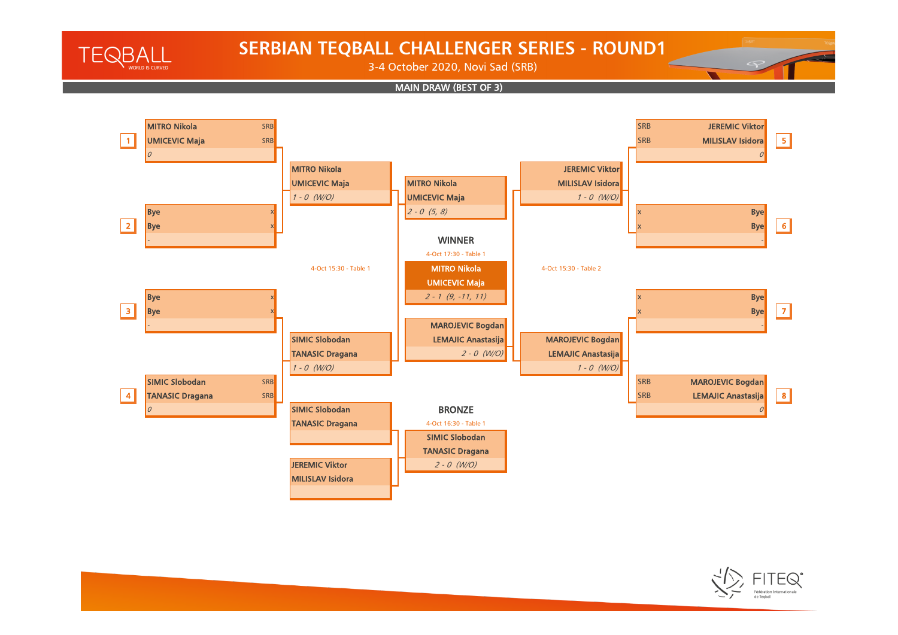# SERBIAN TEQBALL CHALLENGER SERIES - ROUND1

3-4 October 2020, Novi Sad (SRB)

## MAIN DRAW (BEST OF 3)

### Round 1

| Seed | Team | Country | Score |
|---|---|---|---|
| 1 | MITRO Nikola / UMICEVIC Maja | SRB / SRB | 0 |
| 2 | Bye / Bye | x / x | - |
| 3 | Bye / Bye | x / x | - |
| 4 | SIMIC Slobodan / TANASIC Dragana | SRB / SRB | 0 |
| 5 | JEREMIC Viktor / MILISLAV Isidora | SRB / SRB | 0 |
| 6 | Bye / Bye | x / x | - |
| 7 | Bye / Bye | x / x | - |
| 8 | MAROJEVIC Bogdan / LEMAJIC Anastasija | SRB / SRB | 0 |

### Semifinals

4-Oct 15:30 - Table 1

| Team | Score |
|---|---|
| MITRO Nikola / UMICEVIC Maja | 1 - 0 (W/O) |
| SIMIC Slobodan / TANASIC Dragana | 1 - 0 (W/O) |

4-Oct 15:30 - Table 2

| Team | Score |
|---|---|
| JEREMIC Viktor / MILISLAV Isidora | 1 - 0 (W/O) |
| MAROJEVIC Bogdan / LEMAJIC Anastasija | 1 - 0 (W/O) |

### Final

| Team | Score |
|---|---|
| MITRO Nikola / UMICEVIC Maja | 2 - 0 (5, 8) |
| MAROJEVIC Bogdan / LEMAJIC Anastasija | 2 - 0 (W/O) |

### WINNER

4-Oct 17:30 - Table 1

**MITRO Nikola / UMICEVIC Maja**

2 - 1 (9, -11, 11)

### BRONZE

4-Oct 16:30 - Table 1

| Team | Score |
|---|---|
| SIMIC Slobodan / TANASIC Dragana | |
| JEREMIC Viktor / MILISLAV Isidora | |

**SIMIC Slobodan / TANASIC Dragana**

2 - 0 (W/O)